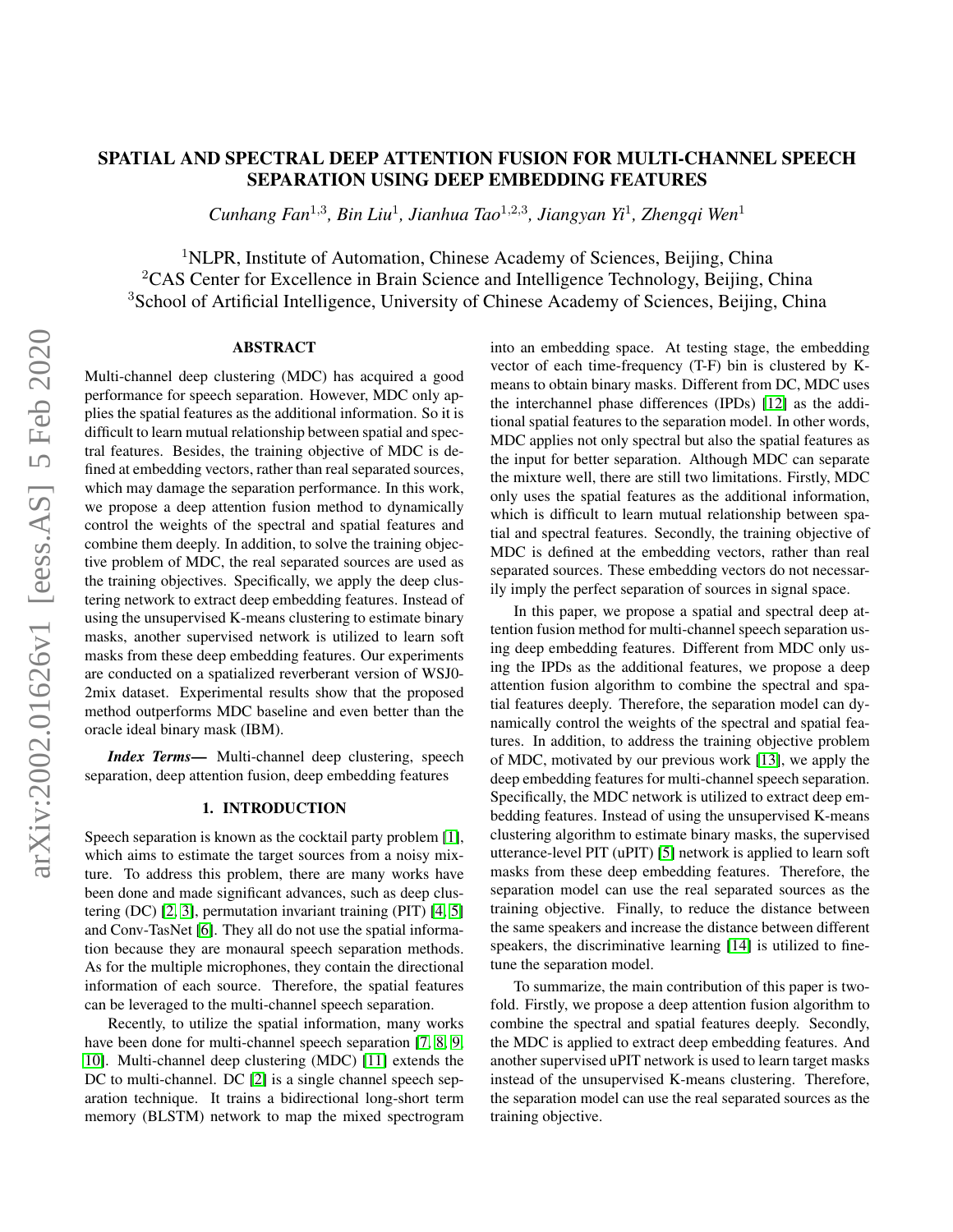# SPATIAL AND SPECTRAL DEEP ATTENTION FUSION FOR MULTI-CHANNEL SPEECH SEPARATION USING DEEP EMBEDDING FEATURES

*Cunhang Fan[1,3], Bin Liu[1], Jianhua Tao[1,2,3], Jiangyan Yi[1], Zhengqi Wen[1]*

[1]NLPR, Institute of Automation, Chinese Academy of Sciences, Beijing, China
[2]CAS Center for Excellence in Brain Science and Intelligence Technology, Beijing, China
[3]School of Artificial Intelligence, University of Chinese Academy of Sciences, Beijing, China

## ABSTRACT

Multi-channel deep clustering (MDC) has acquired a good performance for speech separation. However, MDC only applies the spatial features as the additional information. So it is difficult to learn mutual relationship between spatial and spectral features. Besides, the training objective of MDC is defined at embedding vectors, rather than real separated sources, which may damage the separation performance. In this work, we propose a deep attention fusion method to dynamically control the weights of the spectral and spatial features and combine them deeply. In addition, to solve the training objective problem of MDC, the real separated sources are used as the training objectives. Specifically, we apply the deep clustering network to extract deep embedding features. Instead of using the unsupervised K-means clustering to estimate binary masks, another supervised network is utilized to learn soft masks from these deep embedding features. Our experiments are conducted on a spatialized reverberant version of WSJ0-2mix dataset. Experimental results show that the proposed method outperforms MDC baseline and even better than the oracle ideal binary mask (IBM).

***Index Terms***— Multi-channel deep clustering, speech separation, deep attention fusion, deep embedding features

## 1. INTRODUCTION

Speech separation is known as the cocktail party problem [1], which aims to estimate the target sources from a noisy mixture. To address this problem, there are many works have been done and made significant advances, such as deep clustering (DC) [2, 3], permutation invariant training (PIT) [4, 5] and Conv-TasNet [6]. They all do not use the spatial information because they are monaural speech separation methods. As for the multiple microphones, they contain the directional information of each source. Therefore, the spatial features can be leveraged to the multi-channel speech separation.

Recently, to utilize the spatial information, many works have been done for multi-channel speech separation [7, 8, 9, 10]. Multi-channel deep clustering (MDC) [11] extends the DC to multi-channel. DC [2] is a single channel speech separation technique. It trains a bidirectional long-short term memory (BLSTM) network to map the mixed spectrogram into an embedding space. At testing stage, the embedding vector of each time-frequency (T-F) bin is clustered by K-means to obtain binary masks. Different from DC, MDC uses the interchannel phase differences (IPDs) [12] as the additional spatial features to the separation model. In other words, MDC applies not only spectral but also the spatial features as the input for better separation. Although MDC can separate the mixture well, there are still two limitations. Firstly, MDC only uses the spatial features as the additional information, which is difficult to learn mutual relationship between spatial and spectral features. Secondly, the training objective of MDC is defined at the embedding vectors, rather than real separated sources. These embedding vectors do not necessarily imply the perfect separation of sources in signal space.

In this paper, we propose a spatial and spectral deep attention fusion method for multi-channel speech separation using deep embedding features. Different from MDC only using the IPDs as the additional features, we propose a deep attention fusion algorithm to combine the spectral and spatial features deeply. Therefore, the separation model can dynamically control the weights of the spectral and spatial features. In addition, to address the training objective problem of MDC, motivated by our previous work [13], we apply the deep embedding features for multi-channel speech separation. Specifically, the MDC network is utilized to extract deep embedding features. Instead of using the unsupervised K-means clustering algorithm to estimate binary masks, the supervised utterance-level PIT (uPIT) [5] network is applied to learn soft masks from these deep embedding features. Therefore, the separation model can use the real separated sources as the training objective. Finally, to reduce the distance between the same speakers and increase the distance between different speakers, the discriminative learning [14] is utilized to fine-tune the separation model.

To summarize, the main contribution of this paper is two-fold. Firstly, we propose a deep attention fusion algorithm to combine the spectral and spatial features deeply. Secondly, the MDC is applied to extract deep embedding features. And another supervised uPIT network is used to learn target masks instead of the unsupervised K-means clustering. Therefore, the separation model can use the real separated sources as the training objective.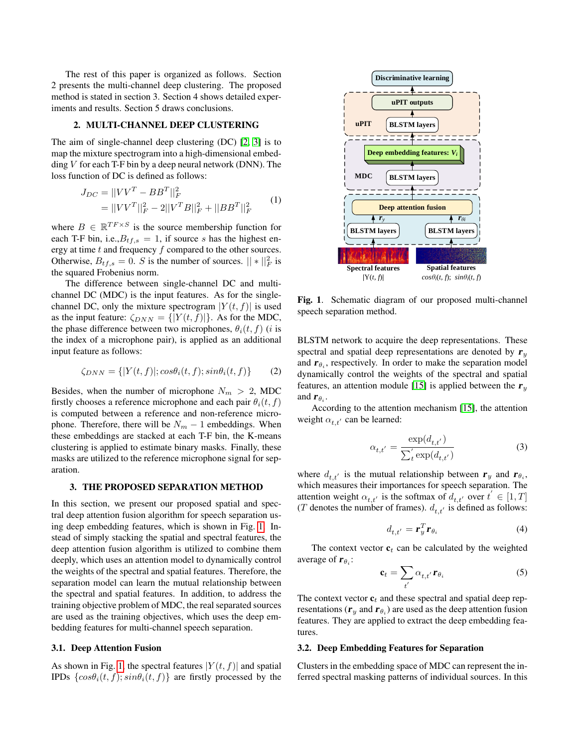The rest of this paper is organized as follows. Section 2 presents the multi-channel deep clustering. The proposed method is stated in section 3. Section 4 shows detailed experiments and results. Section 5 draws conclusions.

## 2. MULTI-CHANNEL DEEP CLUSTERING

The aim of single-channel deep clustering (DC) [2, 3] is to map the mixture spectrogram into a high-dimensional embedding $V$ for each T-F bin by a deep neural network (DNN). The loss function of DC is defined as follows:

$$
\begin{aligned}
J_{DC} &= ||VV^T - BB^T||_F^2 \\
&= ||VV^T||_F^2 - 2||V^T B||_F^2 + ||BB^T||_F^2
\end{aligned}
\tag{1}
$$

where $B \in \mathbb{R}^{TF \times S}$ is the source membership function for each T-F bin, i.e.,$B_{tf,s} = 1$, if source $s$ has the highest energy at time $t$ and frequency $f$ compared to the other sources. Otherwise, $B_{tf,s} = 0$. $S$ is the number of sources. $|| * ||_F^2$ is the squared Frobenius norm.

The difference between single-channel DC and multi-channel DC (MDC) is the input features. As for the single-channel DC, only the mixture spectrogram $|Y(t,f)|$ is used as the input feature: $\zeta_{DNN} = \{|Y(t,f)|\}$. As for the MDC, the phase difference between two microphones, $\theta_i(t,f)$ ($i$ is the index of a microphone pair), is applied as an additional input feature as follows:

$$
\zeta_{DNN} = \{|Y(t,f)|; cos\theta_i(t,f); sin\theta_i(t,f)\} \tag{2}
$$

Besides, when the number of microphone $N_m > 2$, MDC firstly chooses a reference microphone and each pair $\theta_i(t,f)$ is computed between a reference and non-reference microphone. Therefore, there will be $N_m - 1$ embeddings. When these embeddings are stacked at each T-F bin, the K-means clustering is applied to estimate binary masks. Finally, these masks are utilized to the reference microphone signal for separation.

## 3. THE PROPOSED SEPARATION METHOD

In this section, we present our proposed spatial and spectral deep attention fusion algorithm for speech separation using deep embedding features, which is shown in Fig. 1. Instead of simply stacking the spatial and spectral features, the deep attention fusion algorithm is utilized to combine them deeply, which uses an attention model to dynamically control the weights of the spectral and spatial features. Therefore, the separation model can learn the mutual relationship between the spectral and spatial features. In addition, to address the training objective problem of MDC, the real separated sources are used as the training objectives, which uses the deep embedding features for multi-channel speech separation.

### 3.1. Deep Attention Fusion

As shown in Fig. 1, the spectral features $|Y(t,f)|$ and spatial IPDs $\{cos\theta_i(t,f); sin\theta_i(t,f)\}$ are firstly processed by the BLSTM network to acquire the deep representations. These spectral and spatial deep representations are denoted by $\boldsymbol{r}_y$ and $\boldsymbol{r}_{\theta_i}$, respectively. In order to make the separation model dynamically control the weights of the spectral and spatial features, an attention module [15] is applied between the $\boldsymbol{r}_y$ and $\boldsymbol{r}_{\theta_i}$.

Discriminative learning

uPIT: uPIT outputs; BLSTM layers

MDC: Deep embedding features: $V_i$; BLSTM layers

Deep attention fusion; $\boldsymbol{r}_y$; $\boldsymbol{r}_{\theta i}$; BLSTM layers; BLSTM layers

Spectral features $|Y(t,f)|$ — Spatial features $cos\theta_i(t,f)$; $sin\theta_i(t,f)$

**Fig. 1**. Schematic diagram of our proposed multi-channel speech separation method.

According to the attention mechanism [15], the attention weight $\alpha_{t,t'}$ can be learned:

$$
\alpha_{t,t'} = \frac{\exp(d_{t,t'})}{\sum_t' \exp(d_{t,t'})} \tag{3}
$$

where $d_{t,t'}$ is the mutual relationship between $\boldsymbol{r}_y$ and $\boldsymbol{r}_{\theta_i}$, which measures their importances for speech separation. The attention weight $\alpha_{t,t'}$ is the softmax of $d_{t,t'}$ over $t' \in [1,T]$ ($T$ denotes the number of frames). $d_{t,t'}$ is defined as follows:

$$
d_{t,t'} = \mathbf{r}_y^T \mathbf{r}_{\theta_i} \tag{4}
$$

The context vector $\mathbf{c}_t$ can be calculated by the weighted average of $\boldsymbol{r}_{\theta_i}$:

$$
\mathbf{c}_t = \sum_{t'} \alpha_{t,t'} \mathbf{r}_{\theta_i} \tag{5}
$$

The context vector $\mathbf{c}_t$ and these spectral and spatial deep representations ($\boldsymbol{r}_y$ and $\boldsymbol{r}_{\theta_i}$) are used as the deep attention fusion features. They are applied to extract the deep embedding features.

### 3.2. Deep Embedding Features for Separation

Clusters in the embedding space of MDC can represent the inferred spectral masking patterns of individual sources. In this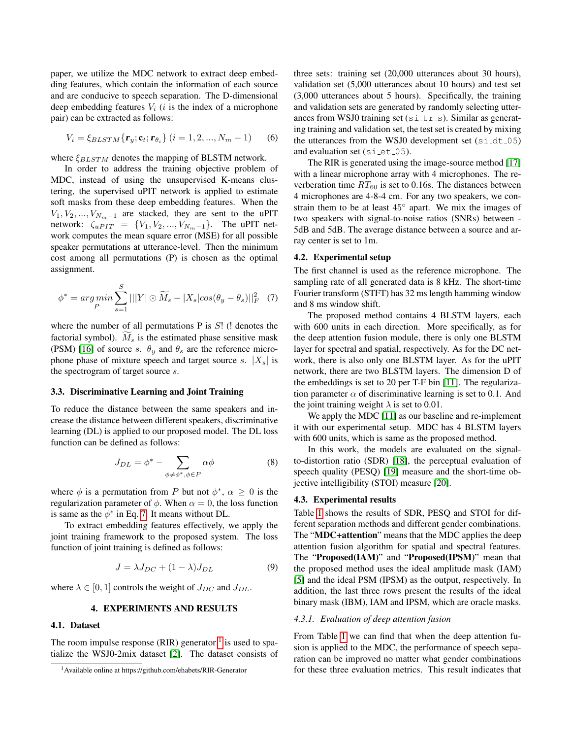paper, we utilize the MDC network to extract deep embedding features, which contain the information of each source and are conducive to speech separation. The D-dimensional deep embedding features $V_i$ ($i$ is the index of a microphone pair) can be extracted as follows:

$$V_i = \xi_{BLSTM}\{\mathbf{r}_y; \mathbf{c}_t; \mathbf{r}_{\theta_i}\} \ (i = 1, 2, ..., N_m - 1) \tag{6}$$

where $\xi_{BLSTM}$ denotes the mapping of BLSTM network.

In order to address the training objective problem of MDC, instead of using the unsupervised K-means clustering, the supervised uPIT network is applied to estimate soft masks from these deep embedding features. When the $V_1, V_2, ..., V_{N_m-1}$ are stacked, they are sent to the uPIT network: $\zeta_{uPIT} = \{V_1, V_2, ..., V_{N_m-1}\}$. The uPIT network computes the mean square error (MSE) for all possible speaker permutations at utterance-level. Then the minimum cost among all permutations (P) is chosen as the optimal assignment.

$$\phi^* = \arg\min_{P} \sum_{s=1}^{S} |||Y| \odot \widetilde{M}_s - |X_s| cos(\theta_y - \theta_s)||_F^2 \tag{7}$$

where the number of all permutations P is $S!$ (! denotes the factorial symbol). $\widetilde{M}_s$ is the estimated phase sensitive mask (PSM) [16] of source $s$. $\theta_y$ and $\theta_s$ are the reference microphone phase of mixture speech and target source $s$. $|X_s|$ is the spectrogram of target source $s$.

### 3.3. Discriminative Learning and Joint Training

To reduce the distance between the same speakers and increase the distance between different speakers, discriminative learning (DL) is applied to our proposed model. The DL loss function can be defined as follows:

$$J_{DL} = \phi^* - \sum_{\phi \neq \phi^*, \phi \in P} \alpha \phi \tag{8}$$

where $\phi$ is a permutation from $P$ but not $\phi^*$, $\alpha \geq 0$ is the regularization parameter of $\phi$. When $\alpha = 0$, the loss function is same as the $\phi^*$ in Eq. 7. It means without DL.

To extract embedding features effectively, we apply the joint training framework to the proposed system. The loss function of joint training is defined as follows:

$$J = \lambda J_{DC} + (1 - \lambda) J_{DL} \tag{9}$$

where $\lambda \in [0, 1]$ controls the weight of $J_{DC}$ and $J_{DL}$.

## 4. EXPERIMENTS AND RESULTS

### 4.1. Dataset

The room impulse response (RIR) generator [1] is used to spatialize the WSJ0-2mix dataset [2]. The dataset consists of three sets: training set (20,000 utterances about 30 hours), validation set (5,000 utterances about 10 hours) and test set (3,000 utterances about 5 hours). Specifically, the training and validation sets are generated by randomly selecting utterances from WSJ0 training set (si_tr_s). Similar as generating training and validation sets, the test set is created by mixing the utterances from the WSJ0 development set (si_dt_05) and evaluation set (si_et_05).

[1] Available online at https://github.com/ehabets/RIR-Generator

The RIR is generated using the image-source method [17] with a linear microphone array with 4 microphones. The reverberation time $RT_{60}$ is set to 0.16s. The distances between 4 microphones are 4-8-4 cm. For any two speakers, we constrain them to be at least $45^\circ$ apart. We mix the images of two speakers with signal-to-noise ratios (SNRs) between -5dB and 5dB. The average distance between a source and array center is set to 1m.

### 4.2. Experimental setup

The first channel is used as the reference microphone. The sampling rate of all generated data is 8 kHz. The short-time Fourier transform (STFT) has 32 ms length hamming window and 8 ms window shift.

The proposed method contains 4 BLSTM layers, each with 600 units in each direction. More specifically, as for the deep attention fusion module, there is only one BLSTM layer for spectral and spatial, respectively. As for the DC network, there is also only one BLSTM layer. As for the uPIT network, there are two BLSTM layers. The dimension D of the embeddings is set to 20 per T-F bin [11]. The regularization parameter $\alpha$ of discriminative learning is set to 0.1. And the joint training weight $\lambda$ is set to 0.01.

We apply the MDC [11] as our baseline and re-implement it with our experimental setup. MDC has 4 BLSTM layers with 600 units, which is same as the proposed method.

In this work, the models are evaluated on the signal-to-distortion ratio (SDR) [18], the perceptual evaluation of speech quality (PESQ) [19] measure and the short-time objective intelligibility (STOI) measure [20].

### 4.3. Experimental results

Table 1 shows the results of SDR, PESQ and STOI for different separation methods and different gender combinations. The "**MDC+attention**" means that the MDC applies the deep attention fusion algorithm for spatial and spectral features. The "**Proposed(IAM)**" and "**Proposed(IPSM)**" mean that the proposed method uses the ideal amplitude mask (IAM) [5] and the ideal PSM (IPSM) as the output, respectively. In addition, the last three rows present the results of the ideal binary mask (IBM), IAM and IPSM, which are oracle masks.

#### *4.3.1. Evaluation of deep attention fusion*

From Table 1 we can find that when the deep attention fusion is applied to the MDC, the performance of speech separation can be improved no matter what gender combinations for these three evaluation metrics. This result indicates that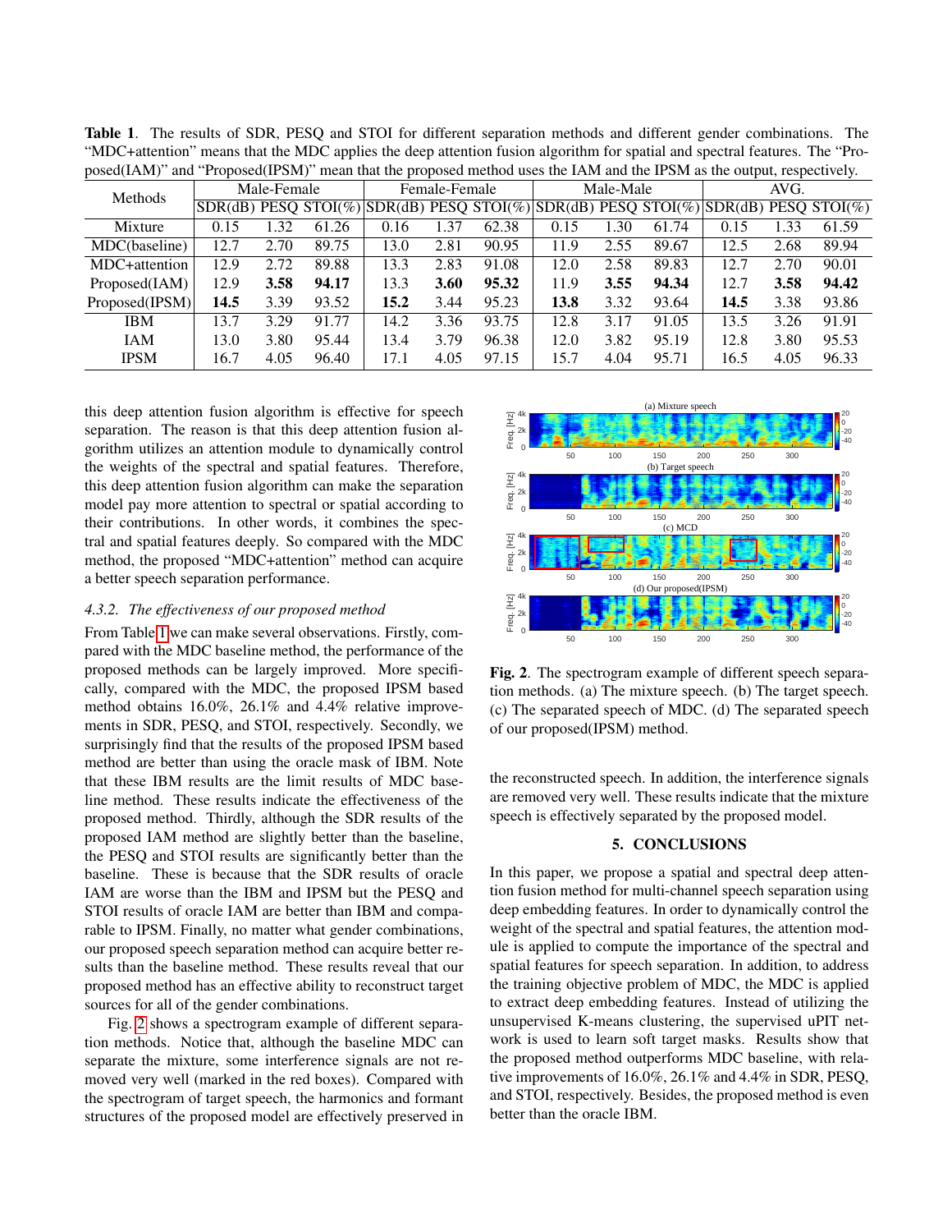**Table 1**. The results of SDR, PESQ and STOI for different separation methods and different gender combinations. The "MDC+attention" means that the MDC applies the deep attention fusion algorithm for spatial and spectral features. The "Proposed(IAM)" and "Proposed(IPSM)" mean that the proposed method uses the IAM and the IPSM as the output, respectively.

| Methods | Male-Female | | | Female-Female | | | Male-Male | | | AVG. | | |
|---|---|---|---|---|---|---|---|---|---|---|---|---|
| | SDR(dB) | PESQ | STOI(%) | SDR(dB) | PESQ | STOI(%) | SDR(dB) | PESQ | STOI(%) | SDR(dB) | PESQ | STOI(%) |
| Mixture | 0.15 | 1.32 | 61.26 | 0.16 | 1.37 | 62.38 | 0.15 | 1.30 | 61.74 | 0.15 | 1.33 | 61.59 |
| MDC(baseline) | 12.7 | 2.70 | 89.75 | 13.0 | 2.81 | 90.95 | 11.9 | 2.55 | 89.67 | 12.5 | 2.68 | 89.94 |
| MDC+attention | 12.9 | 2.72 | 89.88 | 13.3 | 2.83 | 91.08 | 12.0 | 2.58 | 89.83 | 12.7 | 2.70 | 90.01 |
| Proposed(IAM) | 12.9 | **3.58** | **94.17** | 13.3 | **3.60** | **95.32** | 11.9 | **3.55** | **94.34** | 12.7 | **3.58** | **94.42** |
| Proposed(IPSM) | **14.5** | 3.39 | 93.52 | **15.2** | 3.44 | 95.23 | **13.8** | 3.32 | 93.64 | **14.5** | 3.38 | 93.86 |
| IBM | 13.7 | 3.29 | 91.77 | 14.2 | 3.36 | 93.75 | 12.8 | 3.17 | 91.05 | 13.5 | 3.26 | 91.91 |
| IAM | 13.0 | 3.80 | 95.44 | 13.4 | 3.79 | 96.38 | 12.0 | 3.82 | 95.19 | 12.8 | 3.80 | 95.53 |
| IPSM | 16.7 | 4.05 | 96.40 | 17.1 | 4.05 | 97.15 | 15.7 | 4.04 | 95.71 | 16.5 | 4.05 | 96.33 |

this deep attention fusion algorithm is effective for speech separation. The reason is that this deep attention fusion algorithm utilizes an attention module to dynamically control the weights of the spectral and spatial features. Therefore, this deep attention fusion algorithm can make the separation model pay more attention to spectral or spatial according to their contributions. In other words, it combines the spectral and spatial features deeply. So compared with the MDC method, the proposed "MDC+attention" method can acquire a better speech separation performance.

### 4.3.2. *The effectiveness of our proposed method*

From Table 1 we can make several observations. Firstly, compared with the MDC baseline method, the performance of the proposed methods can be largely improved. More specifically, compared with the MDC, the proposed IPSM based method obtains 16.0%, 26.1% and 4.4% relative improvements in SDR, PESQ, and STOI, respectively. Secondly, we surprisingly find that the results of the proposed IPSM based method are better than using the oracle mask of IBM. Note that these IBM results are the limit results of MDC baseline method. These results indicate the effectiveness of the proposed method. Thirdly, although the SDR results of the proposed IAM method are slightly better than the baseline, the PESQ and STOI results are significantly better than the baseline. These is because that the SDR results of oracle IAM are worse than the IBM and IPSM but the PESQ and STOI results of oracle IAM are better than IBM and comparable to IPSM. Finally, no matter what gender combinations, our proposed speech separation method can acquire better results than the baseline method. These results reveal that our proposed method has an effective ability to reconstruct target sources for all of the gender combinations.

Fig. 2 shows a spectrogram example of different separation methods. Notice that, although the baseline MDC can separate the mixture, some interference signals are not removed very well (marked in the red boxes). Compared with the spectrogram of target speech, the harmonics and formant structures of the proposed model are effectively preserved in the reconstructed speech. In addition, the interference signals are removed very well. These results indicate that the mixture speech is effectively separated by the proposed model.

**Fig. 2**. The spectrogram example of different speech separation methods. (a) The mixture speech. (b) The target speech. (c) The separated speech of MDC. (d) The separated speech of our proposed(IPSM) method.

## 5. CONCLUSIONS

In this paper, we propose a spatial and spectral deep attention fusion method for multi-channel speech separation using deep embedding features. In order to dynamically control the weight of the spectral and spatial features, the attention module is applied to compute the importance of the spectral and spatial features for speech separation. In addition, to address the training objective problem of MDC, the MDC is applied to extract deep embedding features. Instead of utilizing the unsupervised K-means clustering, the supervised uPIT network is used to learn soft target masks. Results show that the proposed method outperforms MDC baseline, with relative improvements of 16.0%, 26.1% and 4.4% in SDR, PESQ, and STOI, respectively. Besides, the proposed method is even better than the oracle IBM.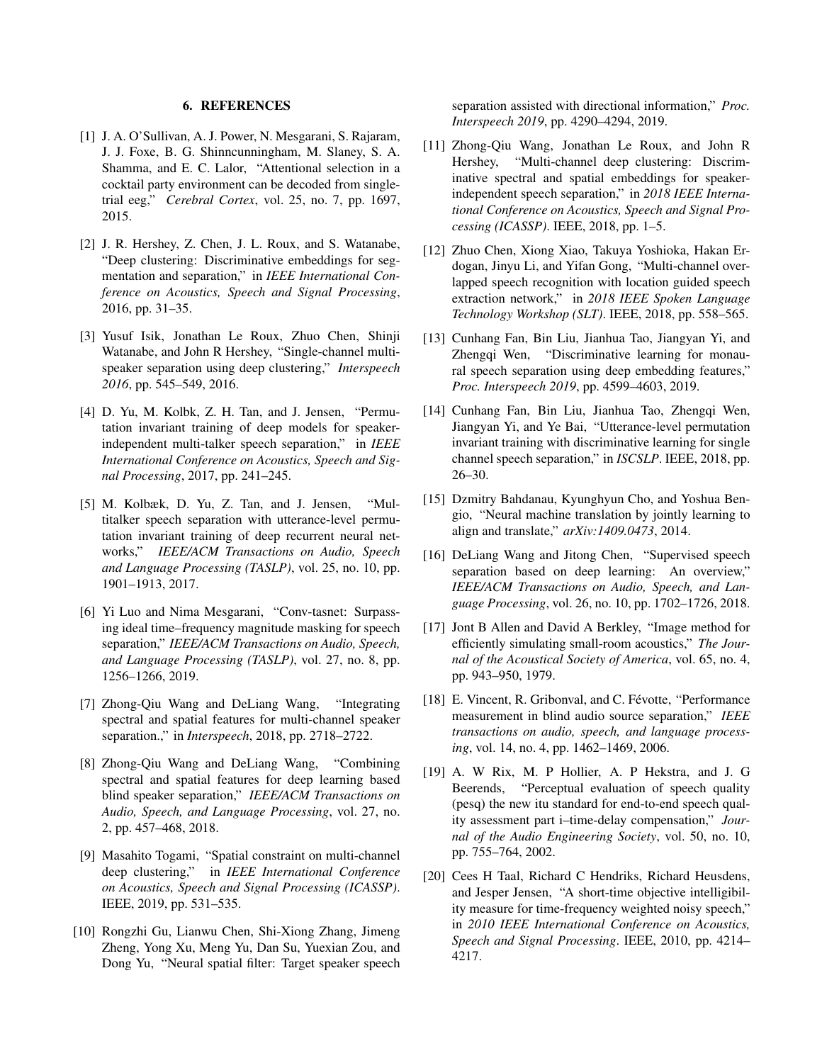## 6. REFERENCES

[1] J. A. O'Sullivan, A. J. Power, N. Mesgarani, S. Rajaram, J. J. Foxe, B. G. Shinncunningham, M. Slaney, S. A. Shamma, and E. C. Lalor, "Attentional selection in a cocktail party environment can be decoded from single-trial eeg," *Cerebral Cortex*, vol. 25, no. 7, pp. 1697, 2015.

[2] J. R. Hershey, Z. Chen, J. L. Roux, and S. Watanabe, "Deep clustering: Discriminative embeddings for segmentation and separation," in *IEEE International Conference on Acoustics, Speech and Signal Processing*, 2016, pp. 31–35.

[3] Yusuf Isik, Jonathan Le Roux, Zhuo Chen, Shinji Watanabe, and John R Hershey, "Single-channel multi-speaker separation using deep clustering," *Interspeech 2016*, pp. 545–549, 2016.

[4] D. Yu, M. Kolbk, Z. H. Tan, and J. Jensen, "Permutation invariant training of deep models for speaker-independent multi-talker speech separation," in *IEEE International Conference on Acoustics, Speech and Signal Processing*, 2017, pp. 241–245.

[5] M. Kolbæk, D. Yu, Z. Tan, and J. Jensen, "Multitalker speech separation with utterance-level permutation invariant training of deep recurrent neural networks," *IEEE/ACM Transactions on Audio, Speech and Language Processing (TASLP)*, vol. 25, no. 10, pp. 1901–1913, 2017.

[6] Yi Luo and Nima Mesgarani, "Conv-tasnet: Surpassing ideal time–frequency magnitude masking for speech separation," *IEEE/ACM Transactions on Audio, Speech, and Language Processing (TASLP)*, vol. 27, no. 8, pp. 1256–1266, 2019.

[7] Zhong-Qiu Wang and DeLiang Wang, "Integrating spectral and spatial features for multi-channel speaker separation.," in *Interspeech*, 2018, pp. 2718–2722.

[8] Zhong-Qiu Wang and DeLiang Wang, "Combining spectral and spatial features for deep learning based blind speaker separation," *IEEE/ACM Transactions on Audio, Speech, and Language Processing*, vol. 27, no. 2, pp. 457–468, 2018.

[9] Masahito Togami, "Spatial constraint on multi-channel deep clustering," in *IEEE International Conference on Acoustics, Speech and Signal Processing (ICASSP)*. IEEE, 2019, pp. 531–535.

[10] Rongzhi Gu, Lianwu Chen, Shi-Xiong Zhang, Jimeng Zheng, Yong Xu, Meng Yu, Dan Su, Yuexian Zou, and Dong Yu, "Neural spatial filter: Target speaker speech separation assisted with directional information," *Proc. Interspeech 2019*, pp. 4290–4294, 2019.

[11] Zhong-Qiu Wang, Jonathan Le Roux, and John R Hershey, "Multi-channel deep clustering: Discriminative spectral and spatial embeddings for speaker-independent speech separation," in *2018 IEEE International Conference on Acoustics, Speech and Signal Processing (ICASSP)*. IEEE, 2018, pp. 1–5.

[12] Zhuo Chen, Xiong Xiao, Takuya Yoshioka, Hakan Erdogan, Jinyu Li, and Yifan Gong, "Multi-channel overlapped speech recognition with location guided speech extraction network," in *2018 IEEE Spoken Language Technology Workshop (SLT)*. IEEE, 2018, pp. 558–565.

[13] Cunhang Fan, Bin Liu, Jianhua Tao, Jiangyan Yi, and Zhengqi Wen, "Discriminative learning for monaural speech separation using deep embedding features," *Proc. Interspeech 2019*, pp. 4599–4603, 2019.

[14] Cunhang Fan, Bin Liu, Jianhua Tao, Zhengqi Wen, Jiangyan Yi, and Ye Bai, "Utterance-level permutation invariant training with discriminative learning for single channel speech separation," in *ISCSLP*. IEEE, 2018, pp. 26–30.

[15] Dzmitry Bahdanau, Kyunghyun Cho, and Yoshua Bengio, "Neural machine translation by jointly learning to align and translate," *arXiv:1409.0473*, 2014.

[16] DeLiang Wang and Jitong Chen, "Supervised speech separation based on deep learning: An overview," *IEEE/ACM Transactions on Audio, Speech, and Language Processing*, vol. 26, no. 10, pp. 1702–1726, 2018.

[17] Jont B Allen and David A Berkley, "Image method for efficiently simulating small-room acoustics," *The Journal of the Acoustical Society of America*, vol. 65, no. 4, pp. 943–950, 1979.

[18] E. Vincent, R. Gribonval, and C. Févotte, "Performance measurement in blind audio source separation," *IEEE transactions on audio, speech, and language processing*, vol. 14, no. 4, pp. 1462–1469, 2006.

[19] A. W Rix, M. P Hollier, A. P Hekstra, and J. G Beerends, "Perceptual evaluation of speech quality (pesq) the new itu standard for end-to-end speech quality assessment part i–time-delay compensation," *Journal of the Audio Engineering Society*, vol. 50, no. 10, pp. 755–764, 2002.

[20] Cees H Taal, Richard C Hendriks, Richard Heusdens, and Jesper Jensen, "A short-time objective intelligibility measure for time-frequency weighted noisy speech," in *2010 IEEE International Conference on Acoustics, Speech and Signal Processing*. IEEE, 2010, pp. 4214–4217.